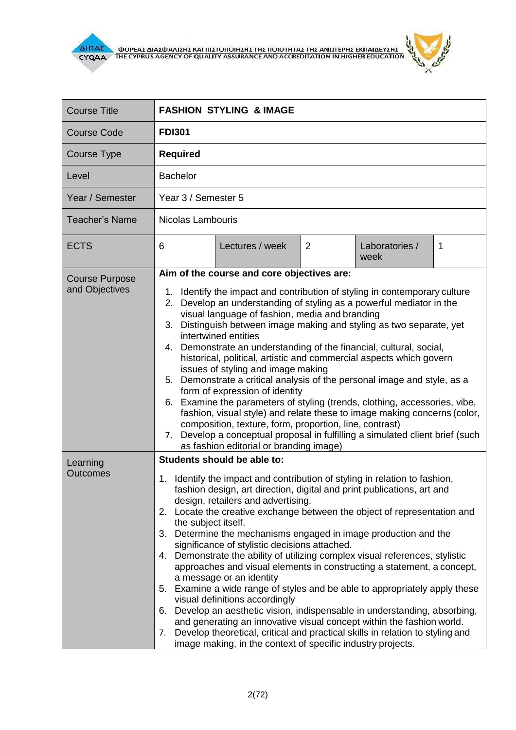| Course Title | **FASHION STYLING & IMAGE** | | | | |
|---|---|---|---|---|---|
| Course Code | **FDI301** | | | | |
| Course Type | **Required** | | | | |
| Level | Bachelor | | | | |
| Year / Semester | Year 3 / Semester 5 | | | | |
| Teacher's Name | Nicolas Lambouris | | | | |
| ECTS | 6 | Lectures / week | 2 | Laboratories / week | 1 |
| Course Purpose and Objectives | **Aim of the course and core objectives are:**<br>1. Identify the impact and contribution of styling in contemporary culture<br>2. Develop an understanding of styling as a powerful mediator in the visual language of fashion, media and branding<br>3. Distinguish between image making and styling as two separate, yet intertwined entities<br>4. Demonstrate an understanding of the financial, cultural, social, historical, political, artistic and commercial aspects which govern issues of styling and image making<br>5. Demonstrate a critical analysis of the personal image and style, as a form of expression of identity<br>6. Examine the parameters of styling (trends, clothing, accessories, vibe, fashion, visual style) and relate these to image making concerns (color, composition, texture, form, proportion, line, contrast)<br>7. Develop a conceptual proposal in fulfilling a simulated client brief (such as fashion editorial or branding image) | | | | |
| Learning Outcomes | **Students should be able to:**<br>1. Identify the impact and contribution of styling in relation to fashion, fashion design, art direction, digital and print publications, art and design, retailers and advertising.<br>2. Locate the creative exchange between the object of representation and the subject itself.<br>3. Determine the mechanisms engaged in image production and the significance of stylistic decisions attached.<br>4. Demonstrate the ability of utilizing complex visual references, stylistic approaches and visual elements in constructing a statement, a concept, a message or an identity<br>5. Examine a wide range of styles and be able to appropriately apply these visual definitions accordingly<br>6. Develop an aesthetic vision, indispensable in understanding, absorbing, and generating an innovative visual concept within the fashion world.<br>7. Develop theoretical, critical and practical skills in relation to styling and image making, in the context of specific industry projects. | | | | |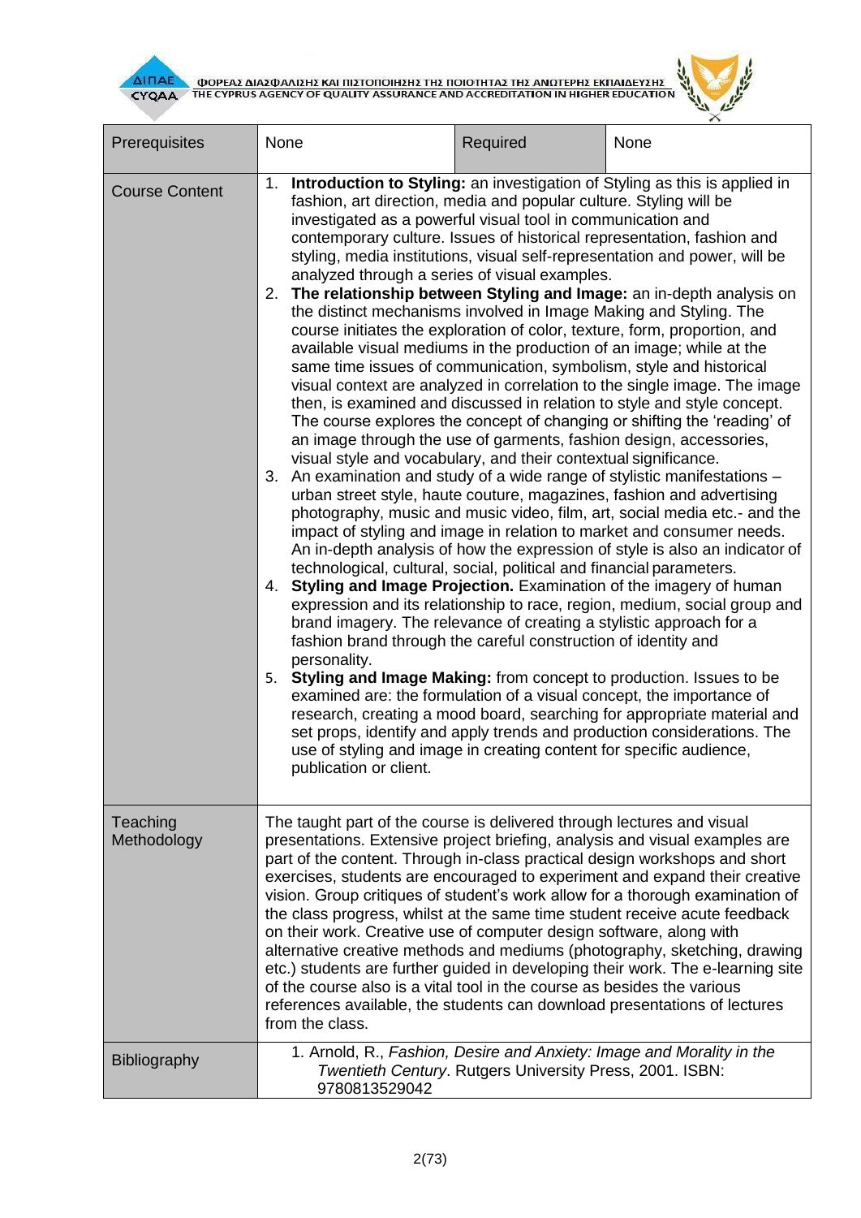| Prerequisites | None | Required | None |
|---|---|---|---|
| Course Content | 1. **Introduction to Styling:** an investigation of Styling as this is applied in fashion, art direction, media and popular culture. Styling will be investigated as a powerful visual tool in communication and contemporary culture. Issues of historical representation, fashion and styling, media institutions, visual self-representation and power, will be analyzed through a series of visual examples.<br>2. **The relationship between Styling and Image:** an in-depth analysis on the distinct mechanisms involved in Image Making and Styling. The course initiates the exploration of color, texture, form, proportion, and available visual mediums in the production of an image; while at the same time issues of communication, symbolism, style and historical visual context are analyzed in correlation to the single image. The image then, is examined and discussed in relation to style and style concept. The course explores the concept of changing or shifting the 'reading' of an image through the use of garments, fashion design, accessories, visual style and vocabulary, and their contextual significance.<br>3. An examination and study of a wide range of stylistic manifestations – urban street style, haute couture, magazines, fashion and advertising photography, music and music video, film, art, social media etc.- and the impact of styling and image in relation to market and consumer needs. An in-depth analysis of how the expression of style is also an indicator of technological, cultural, social, political and financial parameters.<br>4. **Styling and Image Projection.** Examination of the imagery of human expression and its relationship to race, region, medium, social group and brand imagery. The relevance of creating a stylistic approach for a fashion brand through the careful construction of identity and personality.<br>5. **Styling and Image Making:** from concept to production. Issues to be examined are: the formulation of a visual concept, the importance of research, creating a mood board, searching for appropriate material and set props, identify and apply trends and production considerations. The use of styling and image in creating content for specific audience, publication or client. | | |
| Teaching Methodology | The taught part of the course is delivered through lectures and visual presentations. Extensive project briefing, analysis and visual examples are part of the content. Through in-class practical design workshops and short exercises, students are encouraged to experiment and expand their creative vision. Group critiques of student's work allow for a thorough examination of the class progress, whilst at the same time student receive acute feedback on their work. Creative use of computer design software, along with alternative creative methods and mediums (photography, sketching, drawing etc.) students are further guided in developing their work. The e-learning site of the course also is a vital tool in the course as besides the various references available, the students can download presentations of lectures from the class. | | |
| Bibliography | 1. Arnold, R., *Fashion, Desire and Anxiety: Image and Morality in the Twentieth Century*. Rutgers University Press, 2001. ISBN: 9780813529042 | | |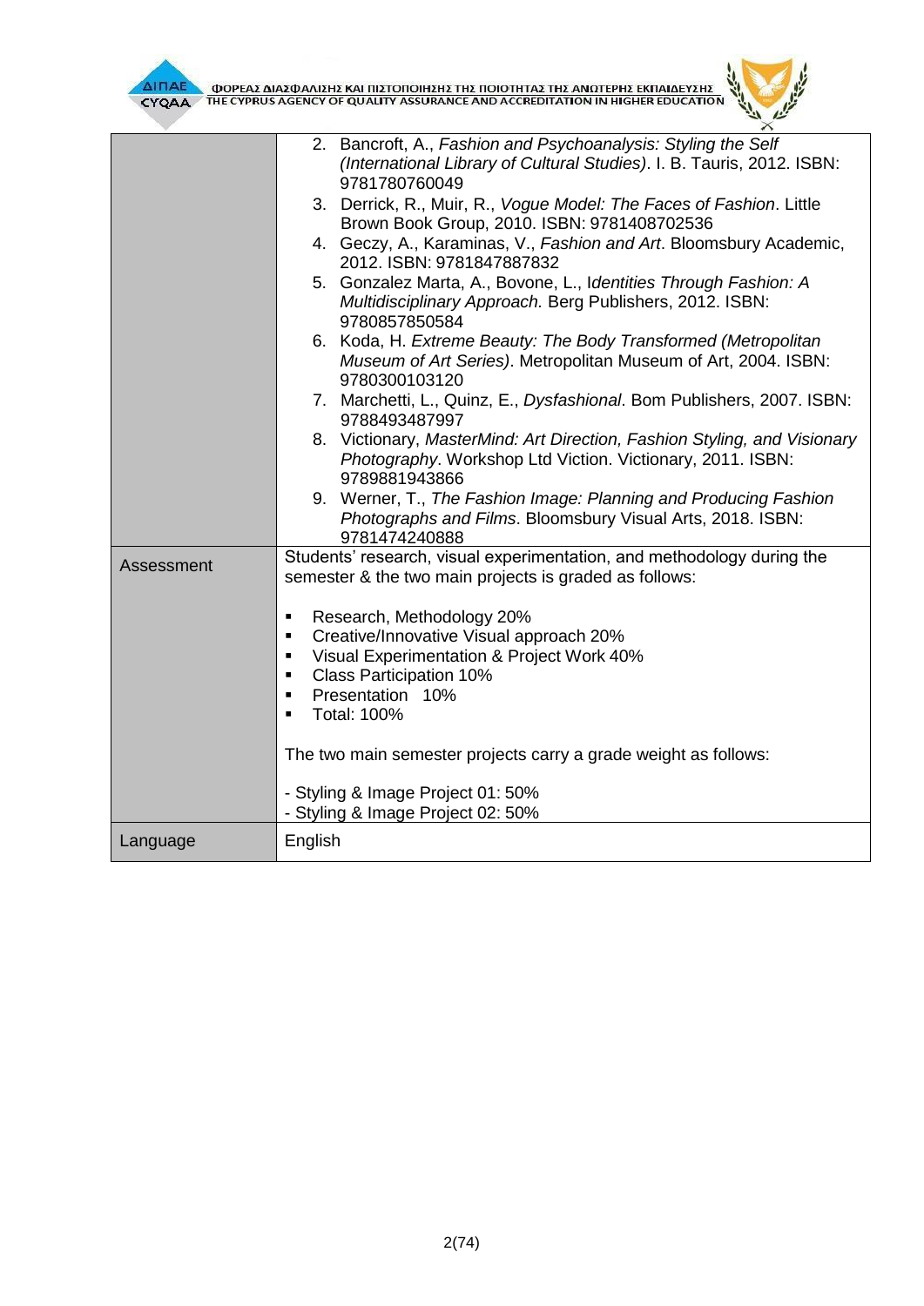| | |
|---|---|
| | 2. Bancroft, A., *Fashion and Psychoanalysis: Styling the Self (International Library of Cultural Studies)*. I. B. Tauris, 2012. ISBN: 9781780760049<br>3. Derrick, R., Muir, R., *Vogue Model: The Faces of Fashion*. Little Brown Book Group, 2010. ISBN: 9781408702536<br>4. Geczy, A., Karaminas, V., *Fashion and Art*. Bloomsbury Academic, 2012. ISBN: 9781847887832<br>5. Gonzalez Marta, A., Bovone, L., I*dentities Through Fashion: A Multidisciplinary Approach.* Berg Publishers, 2012. ISBN: 9780857850584<br>6. Koda, H. *Extreme Beauty: The Body Transformed (Metropolitan Museum of Art Series)*. Metropolitan Museum of Art, 2004. ISBN: 9780300103120<br>7. Marchetti, L., Quinz, E., *Dysfashional*. Bom Publishers, 2007. ISBN: 9788493487997<br>8. Victionary, *MasterMind: Art Direction, Fashion Styling, and Visionary Photography*. Workshop Ltd Viction. Victionary, 2011. ISBN: 9789881943866<br>9. Werner, T., *The Fashion Image: Planning and Producing Fashion Photographs and Films*. Bloomsbury Visual Arts, 2018. ISBN: 9781474240888 |
| Assessment | Students' research, visual experimentation, and methodology during the semester & the two main projects is graded as follows:<br><br>▪ Research, Methodology 20%<br>▪ Creative/Innovative Visual approach 20%<br>▪ Visual Experimentation & Project Work 40%<br>▪ Class Participation 10%<br>▪ Presentation 10%<br>▪ Total: 100%<br><br>The two main semester projects carry a grade weight as follows:<br><br>- Styling & Image Project 01: 50%<br>- Styling & Image Project 02: 50% |
| Language | English |